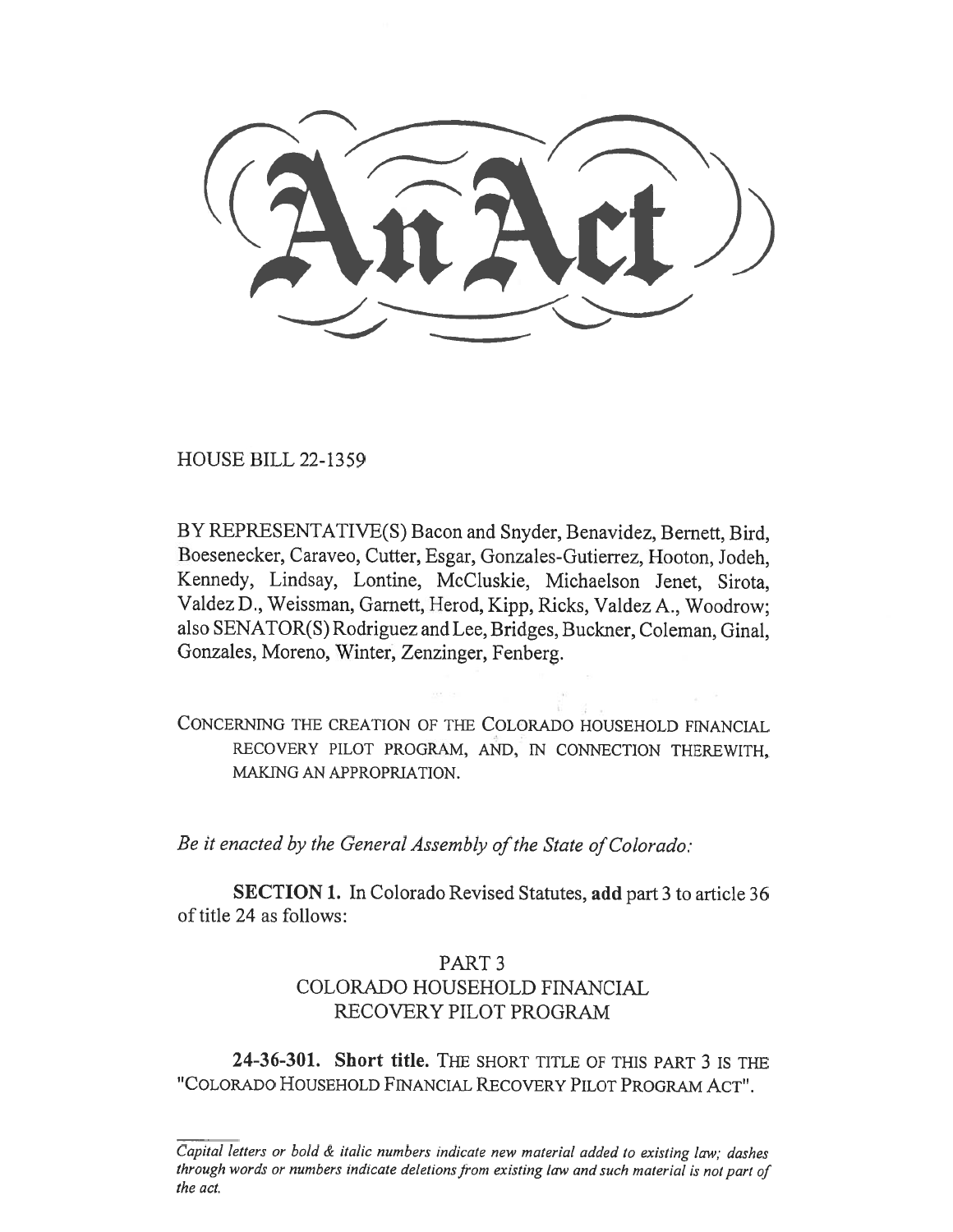# An Act

HOUSE BILL 22-1359

BY REPRESENTATIVE(S) Bacon and Snyder, Benavidez, Bernett, Bird, Boesenecker, Caraveo, Cutter, Esgar, Gonzales-Gutierrez, Hooton, Jodeh, Kennedy, Lindsay, Lontine, McCluskie, Michaelson Jenet, Sirota, Valdez D., Weissman, Garnett, Herod, Kipp, Ricks, Valdez A., Woodrow; also SENATOR(S) Rodriguez and Lee, Bridges, Buckner, Coleman, Ginal, Gonzales, Moreno, Winter, Zenzinger, Fenberg.

CONCERNING THE CREATION OF THE COLORADO HOUSEHOLD FINANCIAL RECOVERY PILOT PROGRAM, AND, IN CONNECTION THEREWITH, MAKING AN APPROPRIATION.

*Be it enacted by the General Assembly of the State of Colorado:*

**SECTION 1.** In Colorado Revised Statutes, **add** part 3 to article 36 of title 24 as follows:

PART 3
COLORADO HOUSEHOLD FINANCIAL
RECOVERY PILOT PROGRAM

**24-36-301. Short title.** THE SHORT TITLE OF THIS PART 3 IS THE "COLORADO HOUSEHOLD FINANCIAL RECOVERY PILOT PROGRAM ACT".

*Capital letters or bold & italic numbers indicate new material added to existing law; dashes through words or numbers indicate deletions from existing law and such material is not part of the act.*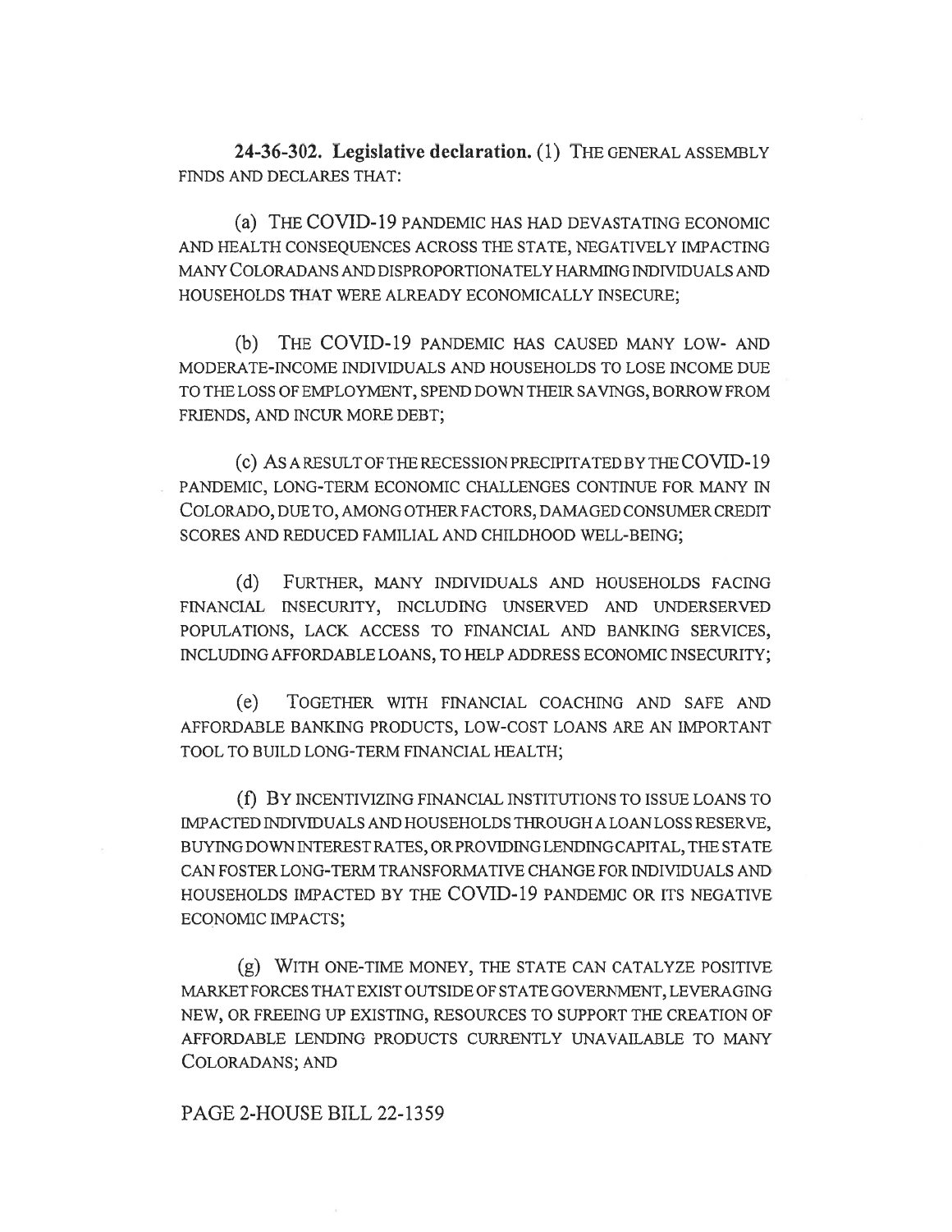**24-36-302. Legislative declaration.** (1) THE GENERAL ASSEMBLY FINDS AND DECLARES THAT:

(a) THE COVID-19 PANDEMIC HAS HAD DEVASTATING ECONOMIC AND HEALTH CONSEQUENCES ACROSS THE STATE, NEGATIVELY IMPACTING MANY COLORADANS AND DISPROPORTIONATELY HARMING INDIVIDUALS AND HOUSEHOLDS THAT WERE ALREADY ECONOMICALLY INSECURE;

(b) THE COVID-19 PANDEMIC HAS CAUSED MANY LOW- AND MODERATE-INCOME INDIVIDUALS AND HOUSEHOLDS TO LOSE INCOME DUE TO THE LOSS OF EMPLOYMENT, SPEND DOWN THEIR SAVINGS, BORROW FROM FRIENDS, AND INCUR MORE DEBT;

(c) AS A RESULT OF THE RECESSION PRECIPITATED BY THE COVID-19 PANDEMIC, LONG-TERM ECONOMIC CHALLENGES CONTINUE FOR MANY IN COLORADO, DUE TO, AMONG OTHER FACTORS, DAMAGED CONSUMER CREDIT SCORES AND REDUCED FAMILIAL AND CHILDHOOD WELL-BEING;

(d) FURTHER, MANY INDIVIDUALS AND HOUSEHOLDS FACING FINANCIAL INSECURITY, INCLUDING UNSERVED AND UNDERSERVED POPULATIONS, LACK ACCESS TO FINANCIAL AND BANKING SERVICES, INCLUDING AFFORDABLE LOANS, TO HELP ADDRESS ECONOMIC INSECURITY;

(e) TOGETHER WITH FINANCIAL COACHING AND SAFE AND AFFORDABLE BANKING PRODUCTS, LOW-COST LOANS ARE AN IMPORTANT TOOL TO BUILD LONG-TERM FINANCIAL HEALTH;

(f) BY INCENTIVIZING FINANCIAL INSTITUTIONS TO ISSUE LOANS TO IMPACTED INDIVIDUALS AND HOUSEHOLDS THROUGH A LOAN LOSS RESERVE, BUYING DOWN INTEREST RATES, OR PROVIDING LENDING CAPITAL, THE STATE CAN FOSTER LONG-TERM TRANSFORMATIVE CHANGE FOR INDIVIDUALS AND HOUSEHOLDS IMPACTED BY THE COVID-19 PANDEMIC OR ITS NEGATIVE ECONOMIC IMPACTS;

(g) WITH ONE-TIME MONEY, THE STATE CAN CATALYZE POSITIVE MARKET FORCES THAT EXIST OUTSIDE OF STATE GOVERNMENT, LEVERAGING NEW, OR FREEING UP EXISTING, RESOURCES TO SUPPORT THE CREATION OF AFFORDABLE LENDING PRODUCTS CURRENTLY UNAVAILABLE TO MANY COLORADANS; AND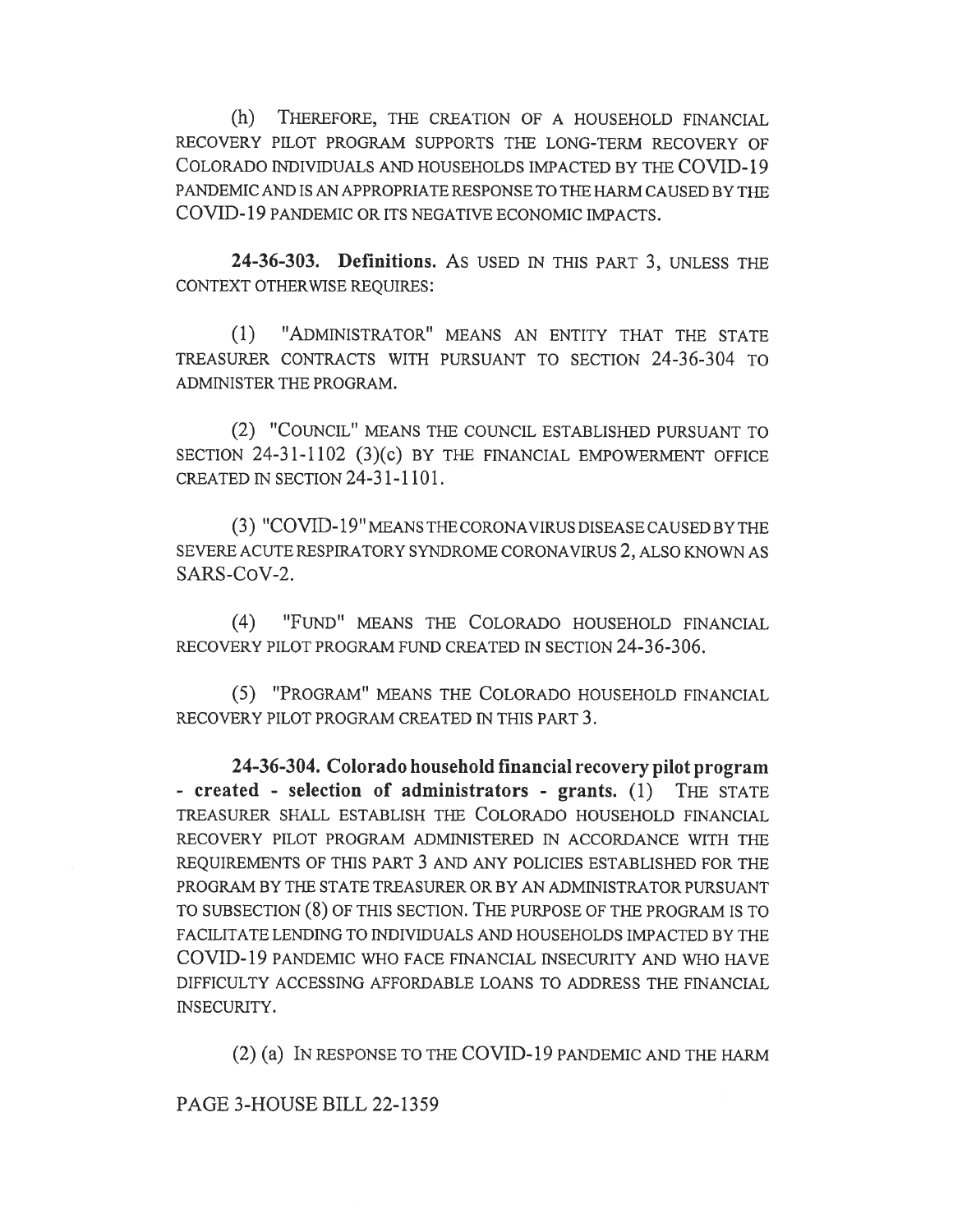(h) THEREFORE, THE CREATION OF A HOUSEHOLD FINANCIAL RECOVERY PILOT PROGRAM SUPPORTS THE LONG-TERM RECOVERY OF COLORADO INDIVIDUALS AND HOUSEHOLDS IMPACTED BY THE COVID-19 PANDEMIC AND IS AN APPROPRIATE RESPONSE TO THE HARM CAUSED BY THE COVID-19 PANDEMIC OR ITS NEGATIVE ECONOMIC IMPACTS.

**24-36-303. Definitions.** AS USED IN THIS PART 3, UNLESS THE CONTEXT OTHERWISE REQUIRES:

(1) "ADMINISTRATOR" MEANS AN ENTITY THAT THE STATE TREASURER CONTRACTS WITH PURSUANT TO SECTION 24-36-304 TO ADMINISTER THE PROGRAM.

(2) "COUNCIL" MEANS THE COUNCIL ESTABLISHED PURSUANT TO SECTION 24-31-1102 (3)(c) BY THE FINANCIAL EMPOWERMENT OFFICE CREATED IN SECTION 24-31-1101.

(3) "COVID-19" MEANS THE CORONAVIRUS DISEASE CAUSED BY THE SEVERE ACUTE RESPIRATORY SYNDROME CORONAVIRUS 2, ALSO KNOWN AS SARS-CoV-2.

(4) "FUND" MEANS THE COLORADO HOUSEHOLD FINANCIAL RECOVERY PILOT PROGRAM FUND CREATED IN SECTION 24-36-306.

(5) "PROGRAM" MEANS THE COLORADO HOUSEHOLD FINANCIAL RECOVERY PILOT PROGRAM CREATED IN THIS PART 3.

**24-36-304. Colorado household financial recovery pilot program - created - selection of administrators - grants.** (1) THE STATE TREASURER SHALL ESTABLISH THE COLORADO HOUSEHOLD FINANCIAL RECOVERY PILOT PROGRAM ADMINISTERED IN ACCORDANCE WITH THE REQUIREMENTS OF THIS PART 3 AND ANY POLICIES ESTABLISHED FOR THE PROGRAM BY THE STATE TREASURER OR BY AN ADMINISTRATOR PURSUANT TO SUBSECTION (8) OF THIS SECTION. THE PURPOSE OF THE PROGRAM IS TO FACILITATE LENDING TO INDIVIDUALS AND HOUSEHOLDS IMPACTED BY THE COVID-19 PANDEMIC WHO FACE FINANCIAL INSECURITY AND WHO HAVE DIFFICULTY ACCESSING AFFORDABLE LOANS TO ADDRESS THE FINANCIAL INSECURITY.

(2) (a) IN RESPONSE TO THE COVID-19 PANDEMIC AND THE HARM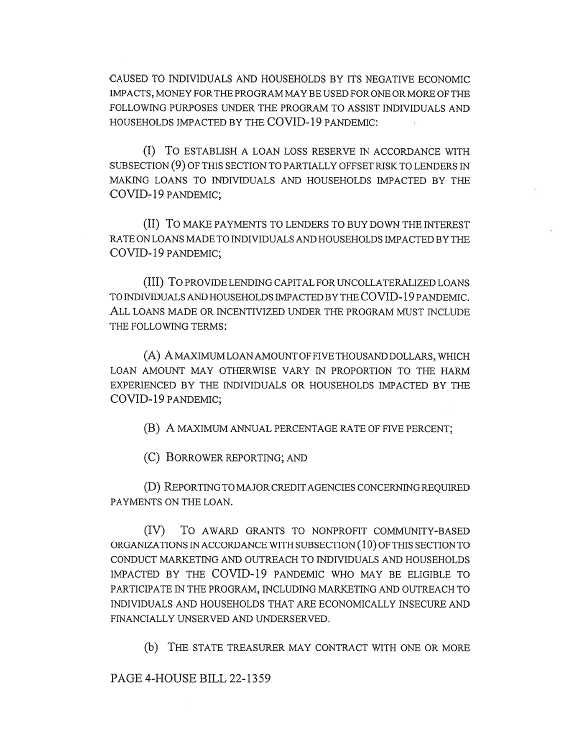CAUSED TO INDIVIDUALS AND HOUSEHOLDS BY ITS NEGATIVE ECONOMIC IMPACTS, MONEY FOR THE PROGRAM MAY BE USED FOR ONE OR MORE OF THE FOLLOWING PURPOSES UNDER THE PROGRAM TO ASSIST INDIVIDUALS AND HOUSEHOLDS IMPACTED BY THE COVID-19 PANDEMIC:

(I) TO ESTABLISH A LOAN LOSS RESERVE IN ACCORDANCE WITH SUBSECTION (9) OF THIS SECTION TO PARTIALLY OFFSET RISK TO LENDERS IN MAKING LOANS TO INDIVIDUALS AND HOUSEHOLDS IMPACTED BY THE COVID-19 PANDEMIC;

(II) TO MAKE PAYMENTS TO LENDERS TO BUY DOWN THE INTEREST RATE ON LOANS MADE TO INDIVIDUALS AND HOUSEHOLDS IMPACTED BY THE COVID-19 PANDEMIC;

(III) TO PROVIDE LENDING CAPITAL FOR UNCOLLATERALIZED LOANS TO INDIVIDUALS AND HOUSEHOLDS IMPACTED BY THE COVID-19 PANDEMIC. ALL LOANS MADE OR INCENTIVIZED UNDER THE PROGRAM MUST INCLUDE THE FOLLOWING TERMS:

(A) A MAXIMUM LOAN AMOUNT OF FIVE THOUSAND DOLLARS, WHICH LOAN AMOUNT MAY OTHERWISE VARY IN PROPORTION TO THE HARM EXPERIENCED BY THE INDIVIDUALS OR HOUSEHOLDS IMPACTED BY THE COVID-19 PANDEMIC;

(B) A MAXIMUM ANNUAL PERCENTAGE RATE OF FIVE PERCENT;

(C) BORROWER REPORTING; AND

(D) REPORTING TO MAJOR CREDIT AGENCIES CONCERNING REQUIRED PAYMENTS ON THE LOAN.

(IV) TO AWARD GRANTS TO NONPROFIT COMMUNITY-BASED ORGANIZATIONS IN ACCORDANCE WITH SUBSECTION (10) OF THIS SECTION TO CONDUCT MARKETING AND OUTREACH TO INDIVIDUALS AND HOUSEHOLDS IMPACTED BY THE COVID-19 PANDEMIC WHO MAY BE ELIGIBLE TO PARTICIPATE IN THE PROGRAM, INCLUDING MARKETING AND OUTREACH TO INDIVIDUALS AND HOUSEHOLDS THAT ARE ECONOMICALLY INSECURE AND FINANCIALLY UNSERVED AND UNDERSERVED.

(b) THE STATE TREASURER MAY CONTRACT WITH ONE OR MORE

PAGE 4-HOUSE BILL 22-1359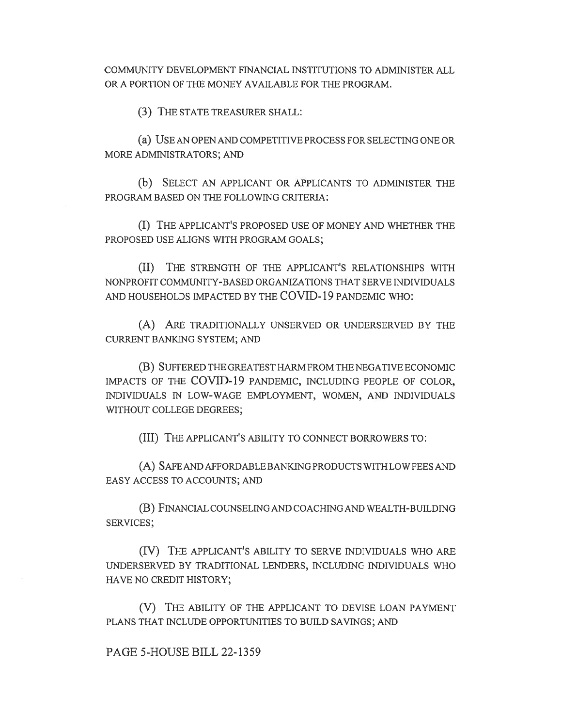COMMUNITY DEVELOPMENT FINANCIAL INSTITUTIONS TO ADMINISTER ALL OR A PORTION OF THE MONEY AVAILABLE FOR THE PROGRAM.

(3) THE STATE TREASURER SHALL:

(a) USE AN OPEN AND COMPETITIVE PROCESS FOR SELECTING ONE OR MORE ADMINISTRATORS; AND

(b) SELECT AN APPLICANT OR APPLICANTS TO ADMINISTER THE PROGRAM BASED ON THE FOLLOWING CRITERIA:

(I) THE APPLICANT'S PROPOSED USE OF MONEY AND WHETHER THE PROPOSED USE ALIGNS WITH PROGRAM GOALS;

(II) THE STRENGTH OF THE APPLICANT'S RELATIONSHIPS WITH NONPROFIT COMMUNITY-BASED ORGANIZATIONS THAT SERVE INDIVIDUALS AND HOUSEHOLDS IMPACTED BY THE COVID-19 PANDEMIC WHO:

(A) ARE TRADITIONALLY UNSERVED OR UNDERSERVED BY THE CURRENT BANKING SYSTEM; AND

(B) SUFFERED THE GREATEST HARM FROM THE NEGATIVE ECONOMIC IMPACTS OF THE COVID-19 PANDEMIC, INCLUDING PEOPLE OF COLOR, INDIVIDUALS IN LOW-WAGE EMPLOYMENT, WOMEN, AND INDIVIDUALS WITHOUT COLLEGE DEGREES;

(III) THE APPLICANT'S ABILITY TO CONNECT BORROWERS TO:

(A) SAFE AND AFFORDABLE BANKING PRODUCTS WITH LOW FEES AND EASY ACCESS TO ACCOUNTS; AND

(B) FINANCIAL COUNSELING AND COACHING AND WEALTH-BUILDING SERVICES;

(IV) THE APPLICANT'S ABILITY TO SERVE INDIVIDUALS WHO ARE UNDERSERVED BY TRADITIONAL LENDERS, INCLUDING INDIVIDUALS WHO HAVE NO CREDIT HISTORY;

(V) THE ABILITY OF THE APPLICANT TO DEVISE LOAN PAYMENT PLANS THAT INCLUDE OPPORTUNITIES TO BUILD SAVINGS; AND

PAGE 5-HOUSE BILL 22-1359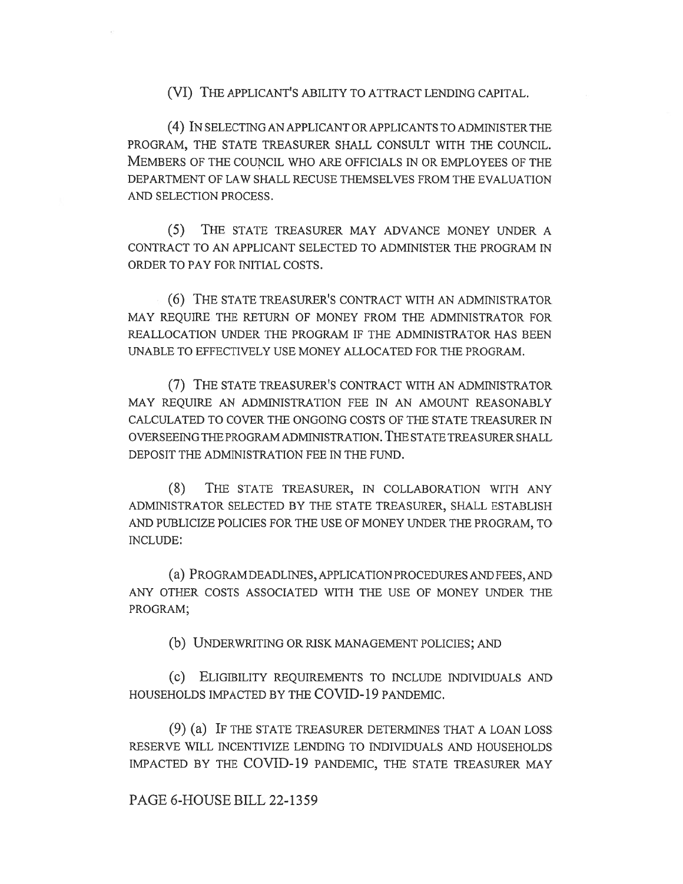(VI) THE APPLICANT'S ABILITY TO ATTRACT LENDING CAPITAL.

(4) IN SELECTING AN APPLICANT OR APPLICANTS TO ADMINISTER THE PROGRAM, THE STATE TREASURER SHALL CONSULT WITH THE COUNCIL. MEMBERS OF THE COUNCIL WHO ARE OFFICIALS IN OR EMPLOYEES OF THE DEPARTMENT OF LAW SHALL RECUSE THEMSELVES FROM THE EVALUATION AND SELECTION PROCESS.

(5) THE STATE TREASURER MAY ADVANCE MONEY UNDER A CONTRACT TO AN APPLICANT SELECTED TO ADMINISTER THE PROGRAM IN ORDER TO PAY FOR INITIAL COSTS.

(6) THE STATE TREASURER'S CONTRACT WITH AN ADMINISTRATOR MAY REQUIRE THE RETURN OF MONEY FROM THE ADMINISTRATOR FOR REALLOCATION UNDER THE PROGRAM IF THE ADMINISTRATOR HAS BEEN UNABLE TO EFFECTIVELY USE MONEY ALLOCATED FOR THE PROGRAM.

(7) THE STATE TREASURER'S CONTRACT WITH AN ADMINISTRATOR MAY REQUIRE AN ADMINISTRATION FEE IN AN AMOUNT REASONABLY CALCULATED TO COVER THE ONGOING COSTS OF THE STATE TREASURER IN OVERSEEING THE PROGRAM ADMINISTRATION. THE STATE TREASURER SHALL DEPOSIT THE ADMINISTRATION FEE IN THE FUND.

(8) THE STATE TREASURER, IN COLLABORATION WITH ANY ADMINISTRATOR SELECTED BY THE STATE TREASURER, SHALL ESTABLISH AND PUBLICIZE POLICIES FOR THE USE OF MONEY UNDER THE PROGRAM, TO INCLUDE:

(a) PROGRAM DEADLINES, APPLICATION PROCEDURES AND FEES, AND ANY OTHER COSTS ASSOCIATED WITH THE USE OF MONEY UNDER THE PROGRAM;

(b) UNDERWRITING OR RISK MANAGEMENT POLICIES; AND

(c) ELIGIBILITY REQUIREMENTS TO INCLUDE INDIVIDUALS AND HOUSEHOLDS IMPACTED BY THE COVID-19 PANDEMIC.

(9) (a) IF THE STATE TREASURER DETERMINES THAT A LOAN LOSS RESERVE WILL INCENTIVIZE LENDING TO INDIVIDUALS AND HOUSEHOLDS IMPACTED BY THE COVID-19 PANDEMIC, THE STATE TREASURER MAY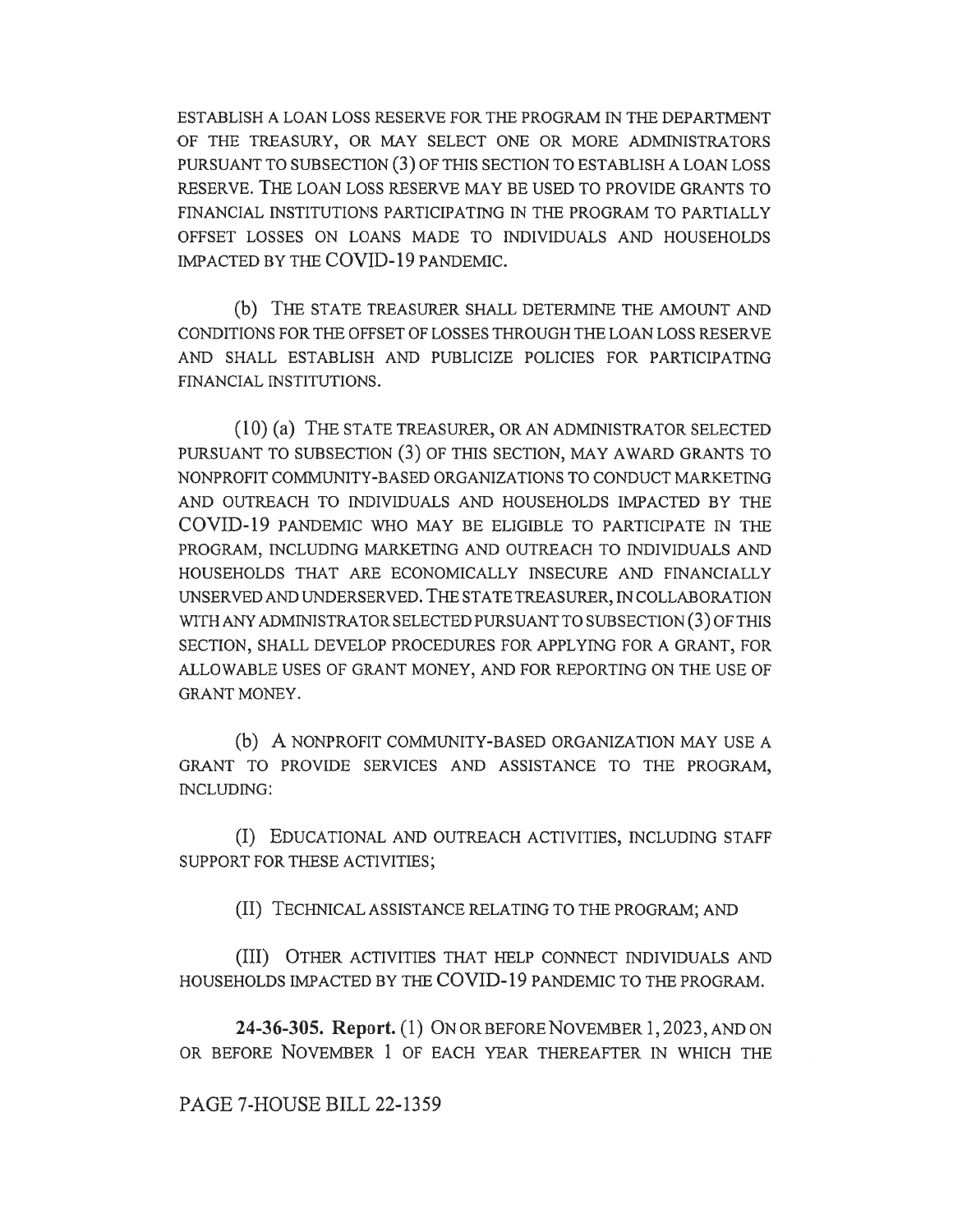ESTABLISH A LOAN LOSS RESERVE FOR THE PROGRAM IN THE DEPARTMENT OF THE TREASURY, OR MAY SELECT ONE OR MORE ADMINISTRATORS PURSUANT TO SUBSECTION (3) OF THIS SECTION TO ESTABLISH A LOAN LOSS RESERVE. THE LOAN LOSS RESERVE MAY BE USED TO PROVIDE GRANTS TO FINANCIAL INSTITUTIONS PARTICIPATING IN THE PROGRAM TO PARTIALLY OFFSET LOSSES ON LOANS MADE TO INDIVIDUALS AND HOUSEHOLDS IMPACTED BY THE COVID-19 PANDEMIC.

(b) THE STATE TREASURER SHALL DETERMINE THE AMOUNT AND CONDITIONS FOR THE OFFSET OF LOSSES THROUGH THE LOAN LOSS RESERVE AND SHALL ESTABLISH AND PUBLICIZE POLICIES FOR PARTICIPATING FINANCIAL INSTITUTIONS.

(10) (a) THE STATE TREASURER, OR AN ADMINISTRATOR SELECTED PURSUANT TO SUBSECTION (3) OF THIS SECTION, MAY AWARD GRANTS TO NONPROFIT COMMUNITY-BASED ORGANIZATIONS TO CONDUCT MARKETING AND OUTREACH TO INDIVIDUALS AND HOUSEHOLDS IMPACTED BY THE COVID-19 PANDEMIC WHO MAY BE ELIGIBLE TO PARTICIPATE IN THE PROGRAM, INCLUDING MARKETING AND OUTREACH TO INDIVIDUALS AND HOUSEHOLDS THAT ARE ECONOMICALLY INSECURE AND FINANCIALLY UNSERVED AND UNDERSERVED. THE STATE TREASURER, IN COLLABORATION WITH ANY ADMINISTRATOR SELECTED PURSUANT TO SUBSECTION (3) OF THIS SECTION, SHALL DEVELOP PROCEDURES FOR APPLYING FOR A GRANT, FOR ALLOWABLE USES OF GRANT MONEY, AND FOR REPORTING ON THE USE OF GRANT MONEY.

(b) A NONPROFIT COMMUNITY-BASED ORGANIZATION MAY USE A GRANT TO PROVIDE SERVICES AND ASSISTANCE TO THE PROGRAM, INCLUDING:

(I) EDUCATIONAL AND OUTREACH ACTIVITIES, INCLUDING STAFF SUPPORT FOR THESE ACTIVITIES;

(II) TECHNICAL ASSISTANCE RELATING TO THE PROGRAM; AND

(III) OTHER ACTIVITIES THAT HELP CONNECT INDIVIDUALS AND HOUSEHOLDS IMPACTED BY THE COVID-19 PANDEMIC TO THE PROGRAM.

**24-36-305. Report.** (1) ON OR BEFORE NOVEMBER 1, 2023, AND ON OR BEFORE NOVEMBER 1 OF EACH YEAR THEREAFTER IN WHICH THE

PAGE 7-HOUSE BILL 22-1359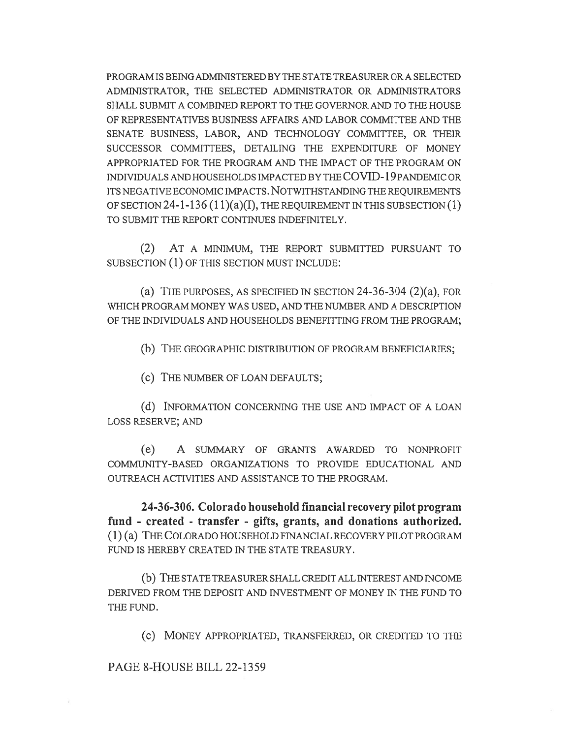PROGRAM IS BEING ADMINISTERED BY THE STATE TREASURER OR A SELECTED ADMINISTRATOR, THE SELECTED ADMINISTRATOR OR ADMINISTRATORS SHALL SUBMIT A COMBINED REPORT TO THE GOVERNOR AND TO THE HOUSE OF REPRESENTATIVES BUSINESS AFFAIRS AND LABOR COMMITTEE AND THE SENATE BUSINESS, LABOR, AND TECHNOLOGY COMMITTEE, OR THEIR SUCCESSOR COMMITTEES, DETAILING THE EXPENDITURE OF MONEY APPROPRIATED FOR THE PROGRAM AND THE IMPACT OF THE PROGRAM ON INDIVIDUALS AND HOUSEHOLDS IMPACTED BY THE COVID-19 PANDEMIC OR ITS NEGATIVE ECONOMIC IMPACTS. NOTWITHSTANDING THE REQUIREMENTS OF SECTION 24-1-136 (11)(a)(I), THE REQUIREMENT IN THIS SUBSECTION (1) TO SUBMIT THE REPORT CONTINUES INDEFINITELY.

(2) AT A MINIMUM, THE REPORT SUBMITTED PURSUANT TO SUBSECTION (1) OF THIS SECTION MUST INCLUDE:

(a) THE PURPOSES, AS SPECIFIED IN SECTION 24-36-304 (2)(a), FOR WHICH PROGRAM MONEY WAS USED, AND THE NUMBER AND A DESCRIPTION OF THE INDIVIDUALS AND HOUSEHOLDS BENEFITTING FROM THE PROGRAM;

(b) THE GEOGRAPHIC DISTRIBUTION OF PROGRAM BENEFICIARIES;

(c) THE NUMBER OF LOAN DEFAULTS;

(d) INFORMATION CONCERNING THE USE AND IMPACT OF A LOAN LOSS RESERVE; AND

(e) A SUMMARY OF GRANTS AWARDED TO NONPROFIT COMMUNITY-BASED ORGANIZATIONS TO PROVIDE EDUCATIONAL AND OUTREACH ACTIVITIES AND ASSISTANCE TO THE PROGRAM.

**24-36-306. Colorado household financial recovery pilot program fund - created - transfer - gifts, grants, and donations authorized.** (1) (a) THE COLORADO HOUSEHOLD FINANCIAL RECOVERY PILOT PROGRAM FUND IS HEREBY CREATED IN THE STATE TREASURY.

(b) THE STATE TREASURER SHALL CREDIT ALL INTEREST AND INCOME DERIVED FROM THE DEPOSIT AND INVESTMENT OF MONEY IN THE FUND TO THE FUND.

(c) MONEY APPROPRIATED, TRANSFERRED, OR CREDITED TO THE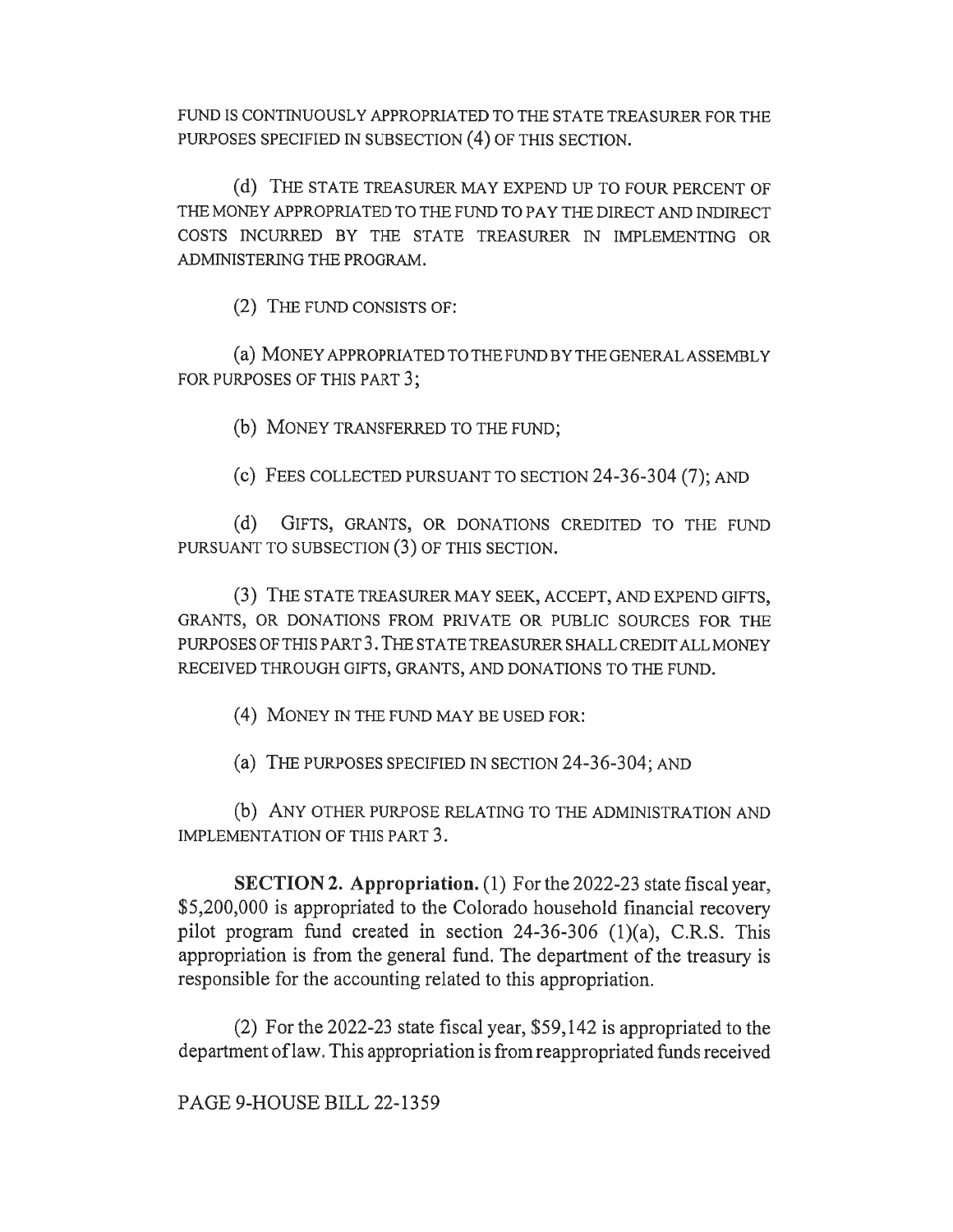FUND IS CONTINUOUSLY APPROPRIATED TO THE STATE TREASURER FOR THE PURPOSES SPECIFIED IN SUBSECTION (4) OF THIS SECTION.

(d) THE STATE TREASURER MAY EXPEND UP TO FOUR PERCENT OF THE MONEY APPROPRIATED TO THE FUND TO PAY THE DIRECT AND INDIRECT COSTS INCURRED BY THE STATE TREASURER IN IMPLEMENTING OR ADMINISTERING THE PROGRAM.

(2) THE FUND CONSISTS OF:

(a) MONEY APPROPRIATED TO THE FUND BY THE GENERAL ASSEMBLY FOR PURPOSES OF THIS PART 3;

(b) MONEY TRANSFERRED TO THE FUND;

(c) FEES COLLECTED PURSUANT TO SECTION 24-36-304 (7); AND

(d) GIFTS, GRANTS, OR DONATIONS CREDITED TO THE FUND PURSUANT TO SUBSECTION (3) OF THIS SECTION.

(3) THE STATE TREASURER MAY SEEK, ACCEPT, AND EXPEND GIFTS, GRANTS, OR DONATIONS FROM PRIVATE OR PUBLIC SOURCES FOR THE PURPOSES OF THIS PART 3. THE STATE TREASURER SHALL CREDIT ALL MONEY RECEIVED THROUGH GIFTS, GRANTS, AND DONATIONS TO THE FUND.

(4) MONEY IN THE FUND MAY BE USED FOR:

(a) THE PURPOSES SPECIFIED IN SECTION 24-36-304; AND

(b) ANY OTHER PURPOSE RELATING TO THE ADMINISTRATION AND IMPLEMENTATION OF THIS PART 3.

**SECTION 2. Appropriation.** (1) For the 2022-23 state fiscal year, $5,200,000 is appropriated to the Colorado household financial recovery pilot program fund created in section 24-36-306 (1)(a), C.R.S. This appropriation is from the general fund. The department of the treasury is responsible for the accounting related to this appropriation.

(2) For the 2022-23 state fiscal year, $59,142 is appropriated to the department of law. This appropriation is from reappropriated funds received

PAGE 9-HOUSE BILL 22-1359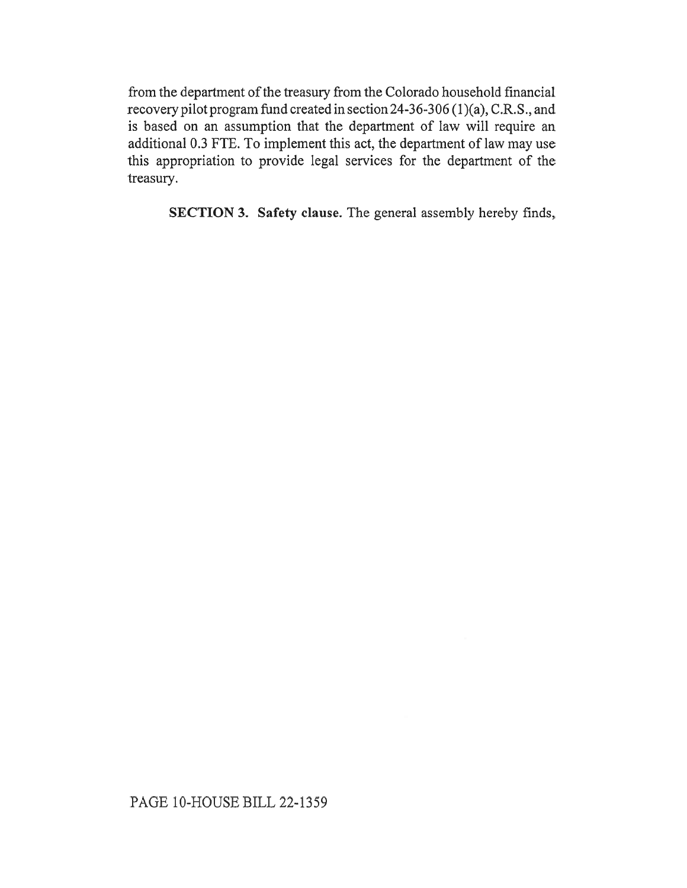from the department of the treasury from the Colorado household financial recovery pilot program fund created in section 24-36-306 (1)(a), C.R.S., and is based on an assumption that the department of law will require an additional 0.3 FTE. To implement this act, the department of law may use this appropriation to provide legal services for the department of the treasury.

**SECTION 3. Safety clause.** The general assembly hereby finds,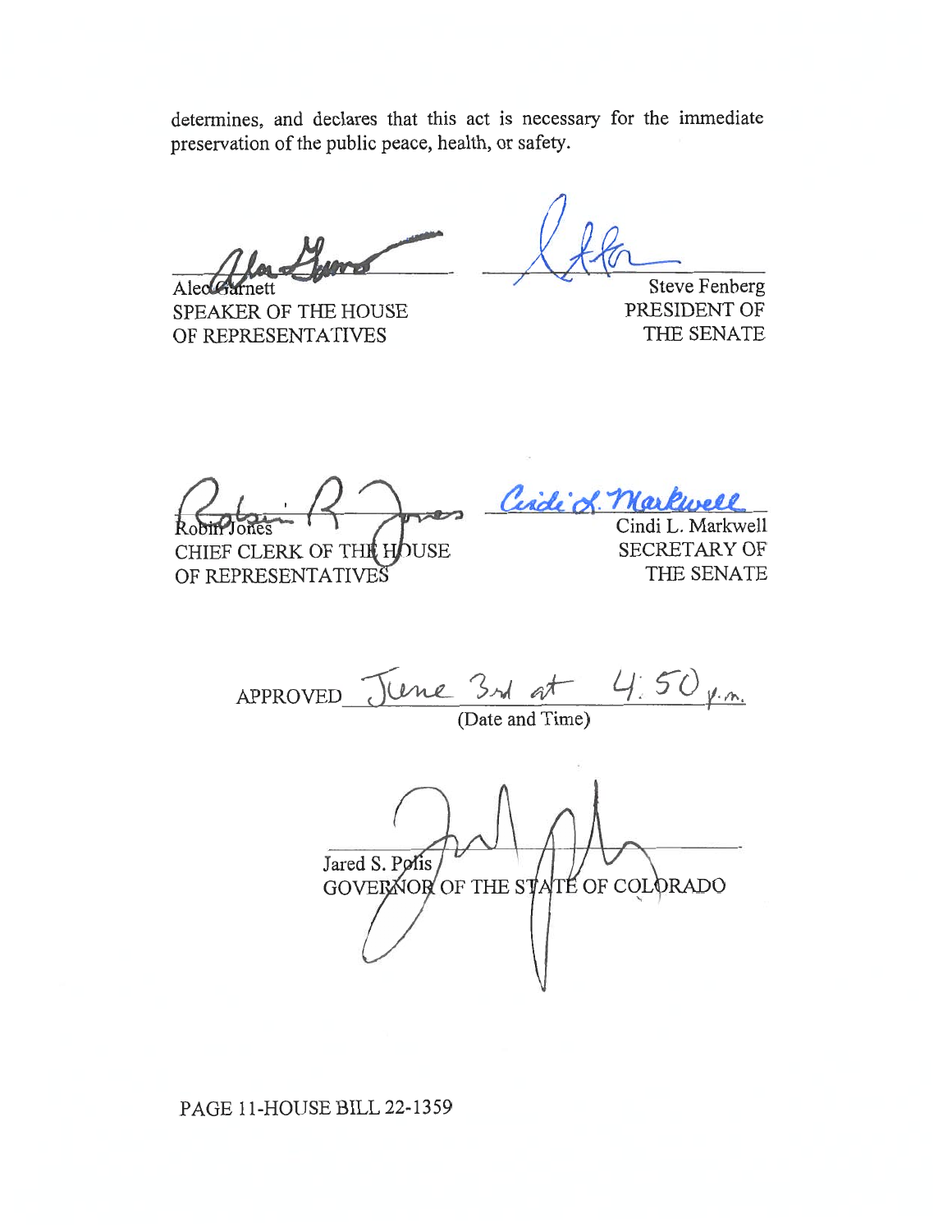determines, and declares that this act is necessary for the immediate preservation of the public peace, health, or safety.

Alec Garnett
SPEAKER OF THE HOUSE
OF REPRESENTATIVES

Steve Fenberg
PRESIDENT OF
THE SENATE

Robin Jones
CHIEF CLERK OF THE HOUSE
OF REPRESENTATIVES

Cindi L. Markwell
SECRETARY OF
THE SENATE

APPROVED June 3rd at 4:50 p.m.
(Date and Time)

Jared S. Polis
GOVERNOR OF THE STATE OF COLORADO

PAGE 11-HOUSE BILL 22-1359